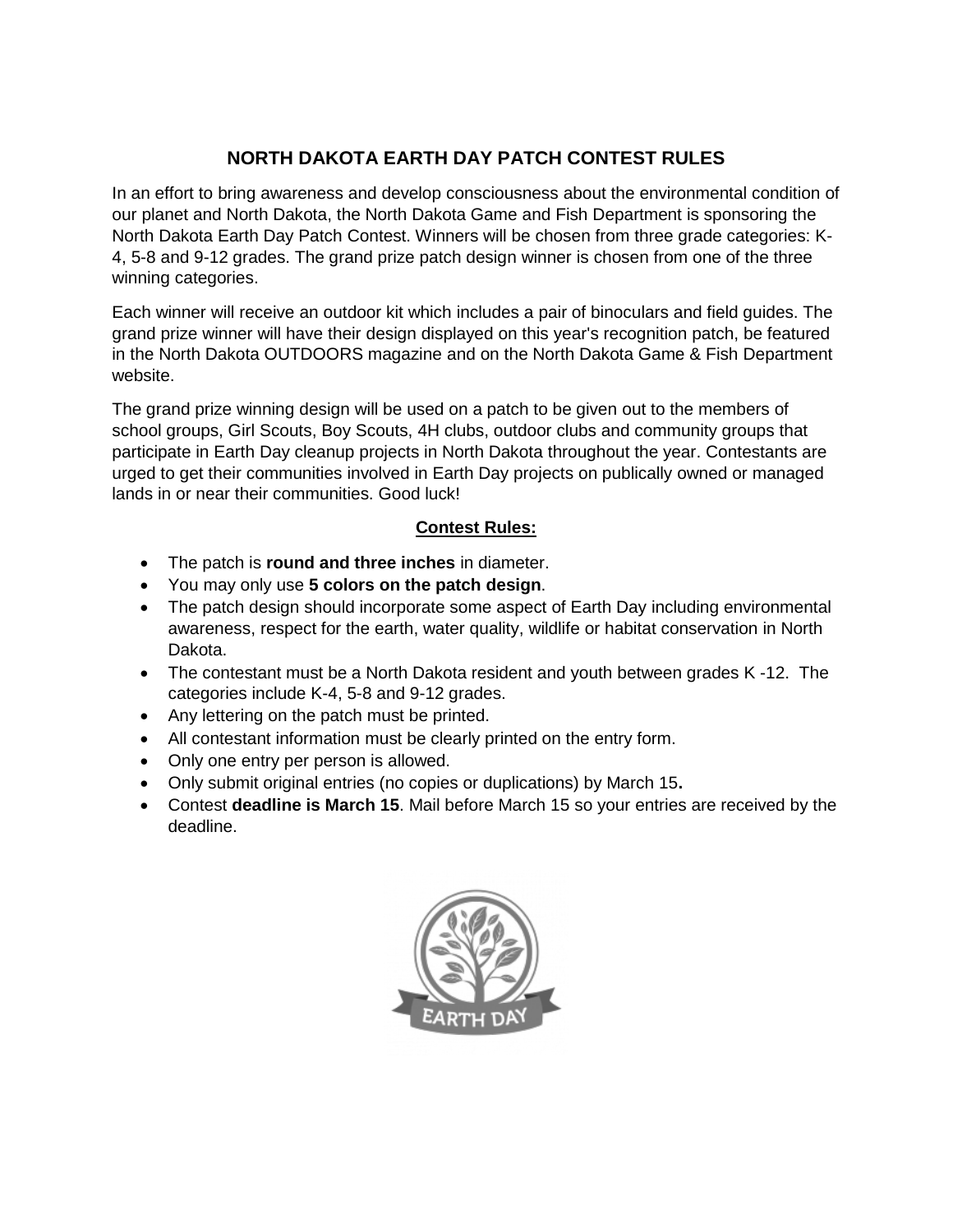# NORTH DAKOTA EARTH DAY PATCH CONTEST RULES

In an effort to bring awareness and develop consciousness about the environmental condition of our planet and North Dakota, the North Dakota Game and Fish Department is sponsoring the North Dakota Earth Day Patch Contest. Winners will be chosen from three grade categories: K-4, 5-8 and 9-12 grades. The grand prize patch design winner is chosen from one of the three winning categories.

Each winner will receive an outdoor kit which includes a pair of binoculars and field guides. The grand prize winner will have their design displayed on this year's recognition patch, be featured in the North Dakota OUTDOORS magazine and on the North Dakota Game & Fish Department website.

The grand prize winning design will be used on a patch to be given out to the members of school groups, Girl Scouts, Boy Scouts, 4H clubs, outdoor clubs and community groups that participate in Earth Day cleanup projects in North Dakota throughout the year. Contestants are urged to get their communities involved in Earth Day projects on publically owned or managed lands in or near their communities. Good luck!

## Contest Rules:

- The patch is **round and three inches** in diameter.
- You may only use **5 colors on the patch design**.
- The patch design should incorporate some aspect of Earth Day including environmental awareness, respect for the earth, water quality, wildlife or habitat conservation in North Dakota.
- The contestant must be a North Dakota resident and youth between grades K -12. The categories include K-4, 5-8 and 9-12 grades.
- Any lettering on the patch must be printed.
- All contestant information must be clearly printed on the entry form.
- Only one entry per person is allowed.
- Only submit original entries (no copies or duplications) by March 15**.**
- Contest **deadline is March 15**. Mail before March 15 so your entries are received by the deadline.

EARTH DAY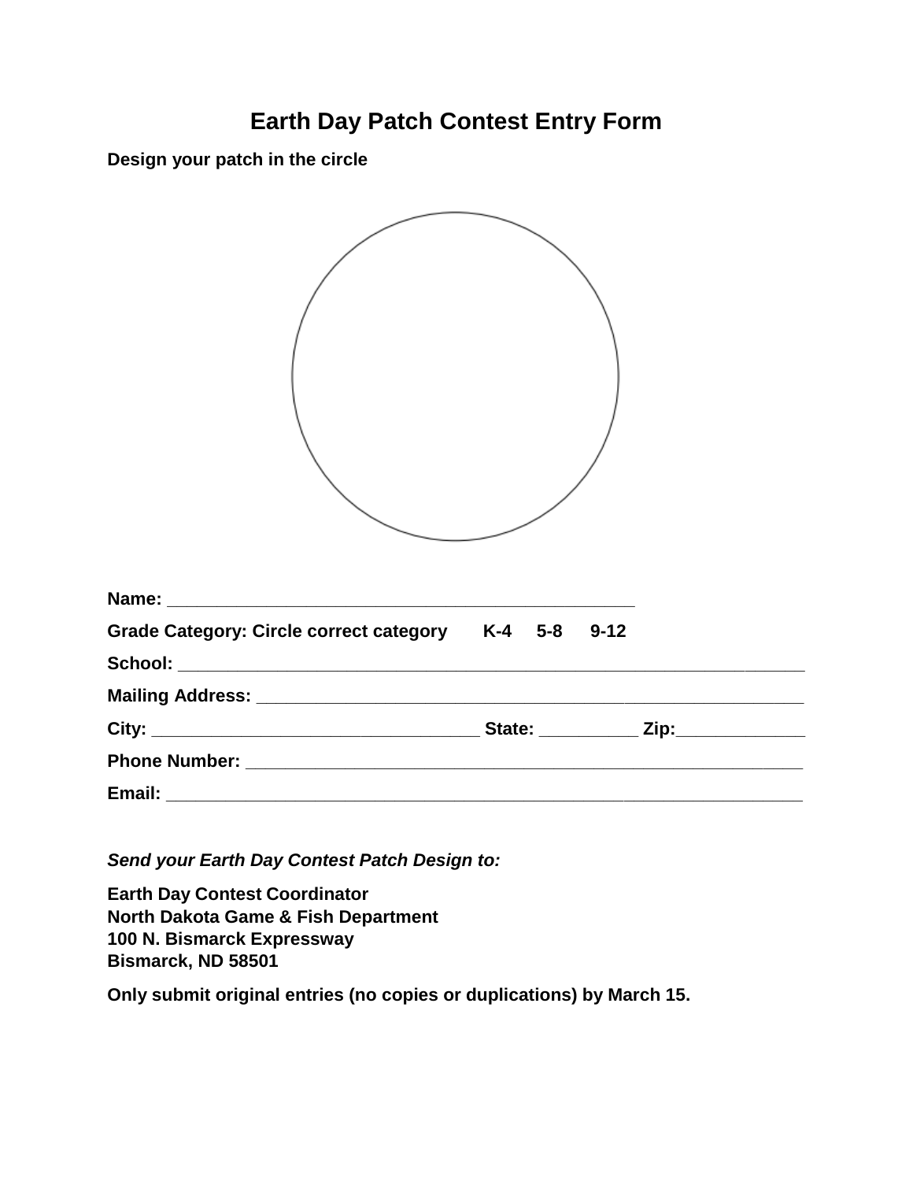# Earth Day Patch Contest Entry Form

**Design your patch in the circle**

**Name:** ______________________________________________

**Grade Category: Circle correct category K-4 5-8 9-12**

**School:** ____________________________________________________________

**Mailing Address:** ______________________________________________________

**City:** ________________________________ **State:** __________ **Zip:**_____________

**Phone Number:** _______________________________________________________

**Email:** ______________________________________________________________

***Send your Earth Day Contest Patch Design to:***

**Earth Day Contest Coordinator**
**North Dakota Game & Fish Department**
**100 N. Bismarck Expressway**
**Bismarck, ND 58501**

**Only submit original entries (no copies or duplications) by March 15.**